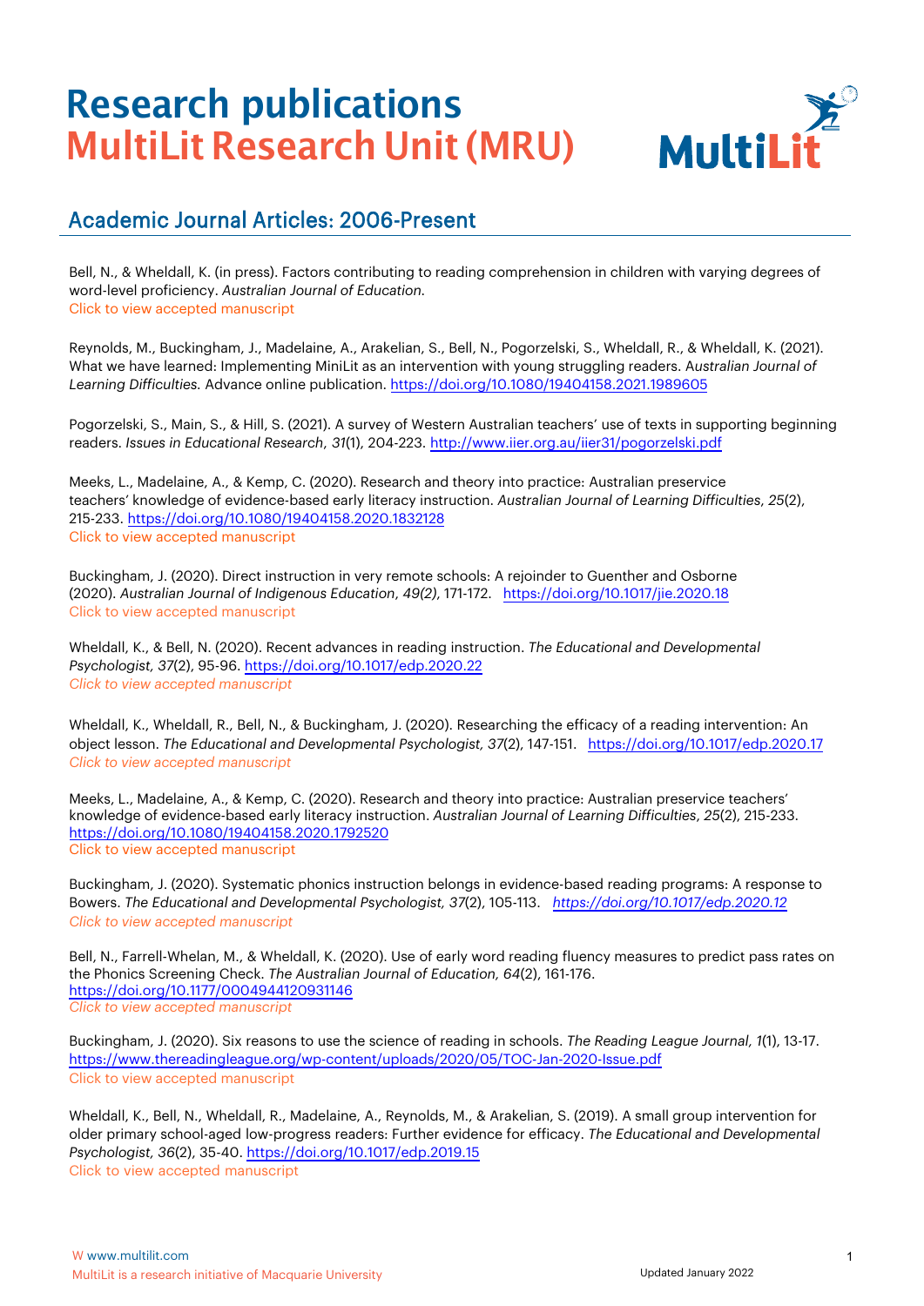# Research publications
# MultiLit Research Unit (MRU)

## Academic Journal Articles: 2006-Present

Bell, N., & Wheldall, K. (in press). Factors contributing to reading comprehension in children with varying degrees of word-level proficiency. *Australian Journal of Education.*
Click to view accepted manuscript

Reynolds, M., Buckingham, J., Madelaine, A., Arakelian, S., Bell, N., Pogorzelski, S., Wheldall, R., & Wheldall, K. (2021). What we have learned: Implementing MiniLit as an intervention with young struggling readers. *Australian Journal of Learning Difficulties.* Advance online publication. https://doi.org/10.1080/19404158.2021.1989605

Pogorzelski, S., Main, S., & Hill, S. (2021). A survey of Western Australian teachers' use of texts in supporting beginning readers. *Issues in Educational Research*, *31*(1), 204-223. http://www.iier.org.au/iier31/pogorzelski.pdf

Meeks, L., Madelaine, A., & Kemp, C. (2020). Research and theory into practice: Australian preservice teachers' knowledge of evidence-based early literacy instruction. *Australian Journal of Learning Difficulties*, *25*(2), 215-233. https://doi.org/10.1080/19404158.2020.1832128
Click to view accepted manuscript

Buckingham, J. (2020). Direct instruction in very remote schools: A rejoinder to Guenther and Osborne (2020). *Australian Journal of Indigenous Education*, *49(2)*, 171-172. https://doi.org/10.1017/jie.2020.18
Click to view accepted manuscript

Wheldall, K., & Bell, N. (2020). Recent advances in reading instruction. *The Educational and Developmental Psychologist, 37*(2), 95-96. https://doi.org/10.1017/edp.2020.22
*Click to view accepted manuscript*

Wheldall, K., Wheldall, R., Bell, N., & Buckingham, J. (2020). Researching the efficacy of a reading intervention: An object lesson. *The Educational and Developmental Psychologist, 37*(2), 147-151. https://doi.org/10.1017/edp.2020.17
*Click to view accepted manuscript*

Meeks, L., Madelaine, A., & Kemp, C. (2020). Research and theory into practice: Australian preservice teachers' knowledge of evidence-based early literacy instruction. *Australian Journal of Learning Difficulties*, *25*(2), 215-233. https://doi.org/10.1080/19404158.2020.1792520
Click to view accepted manuscript

Buckingham, J. (2020). Systematic phonics instruction belongs in evidence-based reading programs: A response to Bowers. *The Educational and Developmental Psychologist, 37*(2), 105-113. *https://doi.org/10.1017/edp.2020.12*
*Click to view accepted manuscript*

Bell, N., Farrell-Whelan, M., & Wheldall, K. (2020). Use of early word reading fluency measures to predict pass rates on the Phonics Screening Check. *The Australian Journal of Education, 64*(2), 161-176. https://doi.org/10.1177/0004944120931146
*Click to view accepted manuscript*

Buckingham, J. (2020). Six reasons to use the science of reading in schools. *The Reading League Journal, 1*(1), 13-17. https://www.thereadingleague.org/wp-content/uploads/2020/05/TOC-Jan-2020-Issue.pdf
Click to view accepted manuscript

Wheldall, K., Bell, N., Wheldall, R., Madelaine, A., Reynolds, M., & Arakelian, S. (2019). A small group intervention for older primary school-aged low-progress readers: Further evidence for efficacy. *The Educational and Developmental Psychologist, 36*(2), 35-40. https://doi.org/10.1017/edp.2019.15
Click to view accepted manuscript

W www.multilit.com
MultiLit is a research initiative of Macquarie University

Updated January 2022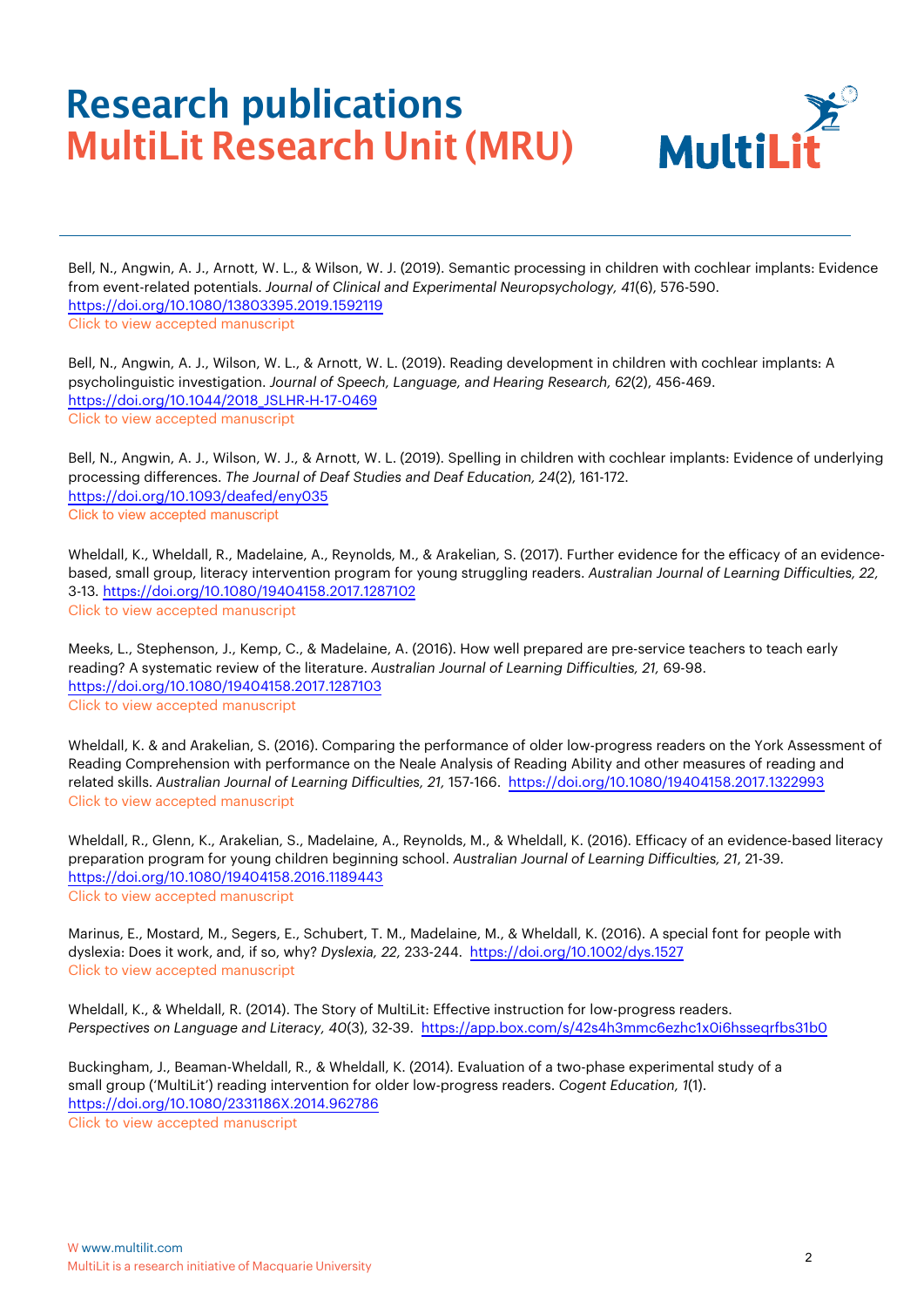# Research publications

## MultiLit Research Unit (MRU)

Bell, N., Angwin, A. J., Arnott, W. L., & Wilson, W. J. (2019). Semantic processing in children with cochlear implants: Evidence from event-related potentials. *Journal of Clinical and Experimental Neuropsychology, 41*(6), 576-590. https://doi.org/10.1080/13803395.2019.1592119
Click to view accepted manuscript

Bell, N., Angwin, A. J., Wilson, W. L., & Arnott, W. L. (2019). Reading development in children with cochlear implants: A psycholinguistic investigation. *Journal of Speech, Language, and Hearing Research, 62*(2), 456-469. https://doi.org/10.1044/2018_JSLHR-H-17-0469
Click to view accepted manuscript

Bell, N., Angwin, A. J., Wilson, W. J., & Arnott, W. L. (2019). Spelling in children with cochlear implants: Evidence of underlying processing differences. *The Journal of Deaf Studies and Deaf Education, 24*(2), 161-172. https://doi.org/10.1093/deafed/eny035
Click to view accepted manuscript

Wheldall, K., Wheldall, R., Madelaine, A., Reynolds, M., & Arakelian, S. (2017). Further evidence for the efficacy of an evidence-based, small group, literacy intervention program for young struggling readers. *Australian Journal of Learning Difficulties, 22,* 3-13. https://doi.org/10.1080/19404158.2017.1287102
Click to view accepted manuscript

Meeks, L., Stephenson, J., Kemp, C., & Madelaine, A. (2016). How well prepared are pre-service teachers to teach early reading? A systematic review of the literature. *Australian Journal of Learning Difficulties, 21,* 69-98. https://doi.org/10.1080/19404158.2017.1287103
Click to view accepted manuscript

Wheldall, K. & and Arakelian, S. (2016). Comparing the performance of older low-progress readers on the York Assessment of Reading Comprehension with performance on the Neale Analysis of Reading Ability and other measures of reading and related skills. *Australian Journal of Learning Difficulties, 21,* 157-166. https://doi.org/10.1080/19404158.2017.1322993
Click to view accepted manuscript

Wheldall, R., Glenn, K., Arakelian, S., Madelaine, A., Reynolds, M., & Wheldall, K. (2016). Efficacy of an evidence-based literacy preparation program for young children beginning school. *Australian Journal of Learning Difficulties, 21,* 21-39. https://doi.org/10.1080/19404158.2016.1189443
Click to view accepted manuscript

Marinus, E., Mostard, M., Segers, E., Schubert, T. M., Madelaine, M., & Wheldall, K. (2016). A special font for people with dyslexia: Does it work, and, if so, why? *Dyslexia, 22,* 233-244. https://doi.org/10.1002/dys.1527
Click to view accepted manuscript

Wheldall, K., & Wheldall, R. (2014). The Story of MultiLit: Effective instruction for low-progress readers. *Perspectives on Language and Literacy, 40*(3), 32-39. https://app.box.com/s/42s4h3mmc6ezhc1x0i6hsseqrfbs31b0

Buckingham, J., Beaman-Wheldall, R., & Wheldall, K. (2014). Evaluation of a two-phase experimental study of a small group ('MultiLit') reading intervention for older low-progress readers. *Cogent Education, 1*(1). https://doi.org/10.1080/2331186X.2014.962786
Click to view accepted manuscript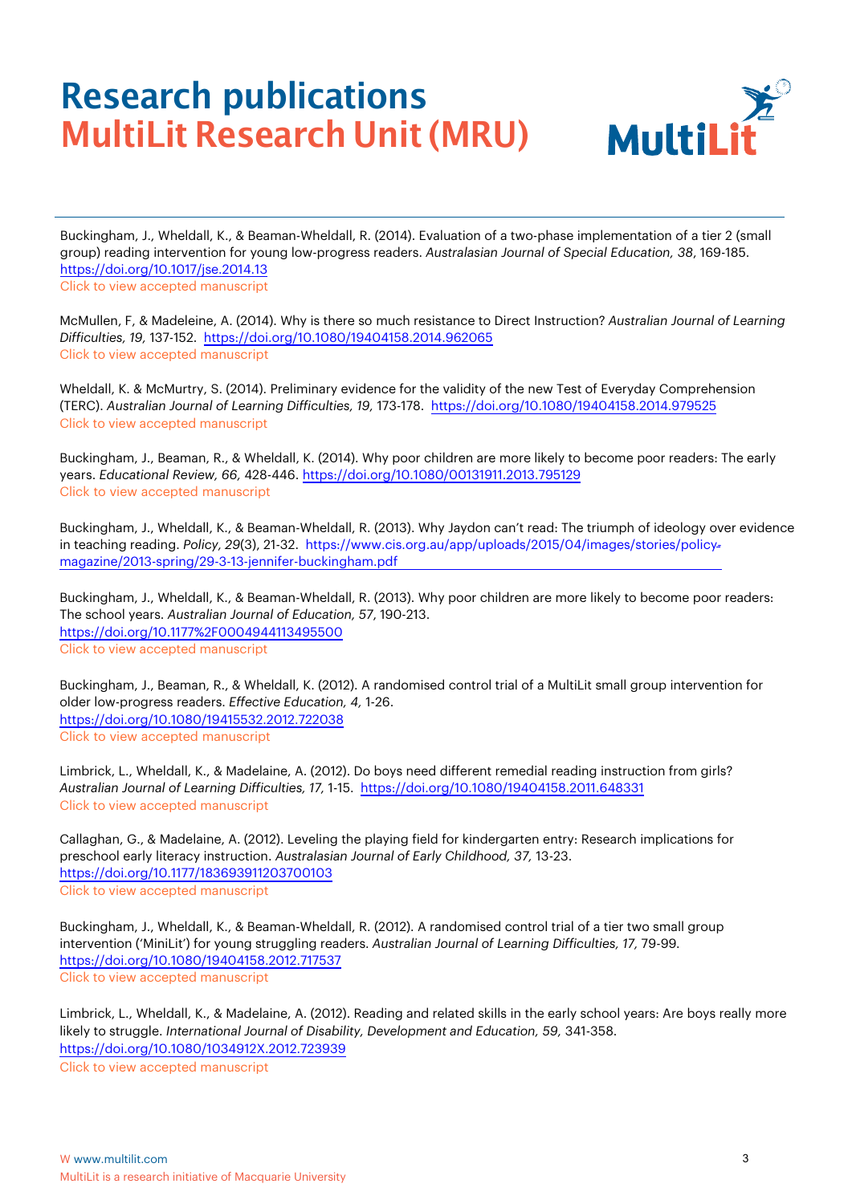# Research publications
# MultiLit Research Unit (MRU)

Buckingham, J., Wheldall, K., & Beaman-Wheldall, R. (2014). Evaluation of a two-phase implementation of a tier 2 (small group) reading intervention for young low-progress readers. *Australasian Journal of Special Education, 38*, 169-185. https://doi.org/10.1017/jse.2014.13
Click to view accepted manuscript

McMullen, F, & Madeleine, A. (2014). Why is there so much resistance to Direct Instruction? *Australian Journal of Learning Difficulties, 19,* 137-152. https://doi.org/10.1080/19404158.2014.962065
Click to view accepted manuscript

Wheldall, K. & McMurtry, S. (2014). Preliminary evidence for the validity of the new Test of Everyday Comprehension (TERC). *Australian Journal of Learning Difficulties, 19,* 173-178. https://doi.org/10.1080/19404158.2014.979525
Click to view accepted manuscript

Buckingham, J., Beaman, R., & Wheldall, K. (2014). Why poor children are more likely to become poor readers: The early years. *Educational Review, 66,* 428-446. https://doi.org/10.1080/00131911.2013.795129
Click to view accepted manuscript

Buckingham, J., Wheldall, K., & Beaman-Wheldall, R. (2013). Why Jaydon can't read: The triumph of ideology over evidence in teaching reading. *Policy, 29*(3), 21-32. https://www.cis.org.au/app/uploads/2015/04/images/stories/policy-magazine/2013-spring/29-3-13-jennifer-buckingham.pdf

Buckingham, J., Wheldall, K., & Beaman-Wheldall, R. (2013). Why poor children are more likely to become poor readers: The school years. *Australian Journal of Education, 57*, 190-213. https://doi.org/10.1177%2F0004944113495500
Click to view accepted manuscript

Buckingham, J., Beaman, R., & Wheldall, K. (2012). A randomised control trial of a MultiLit small group intervention for older low-progress readers. *Effective Education, 4,* 1-26. https://doi.org/10.1080/19415532.2012.722038
Click to view accepted manuscript

Limbrick, L., Wheldall, K., & Madelaine, A. (2012). Do boys need different remedial reading instruction from girls? *Australian Journal of Learning Difficulties, 17,* 1-15. https://doi.org/10.1080/19404158.2011.648331
Click to view accepted manuscript

Callaghan, G., & Madelaine, A. (2012). Leveling the playing field for kindergarten entry: Research implications for preschool early literacy instruction. *Australasian Journal of Early Childhood, 37,* 13-23. https://doi.org/10.1177/183693911203700103
Click to view accepted manuscript

Buckingham, J., Wheldall, K., & Beaman-Wheldall, R. (2012). A randomised control trial of a tier two small group intervention ('MiniLit') for young struggling readers. *Australian Journal of Learning Difficulties, 17,* 79-99. https://doi.org/10.1080/19404158.2012.717537
Click to view accepted manuscript

Limbrick, L., Wheldall, K., & Madelaine, A. (2012). Reading and related skills in the early school years: Are boys really more likely to struggle. *International Journal of Disability, Development and Education, 59*, 341-358. https://doi.org/10.1080/1034912X.2012.723939
Click to view accepted manuscript

W www.multilit.com
MultiLit is a research initiative of Macquarie University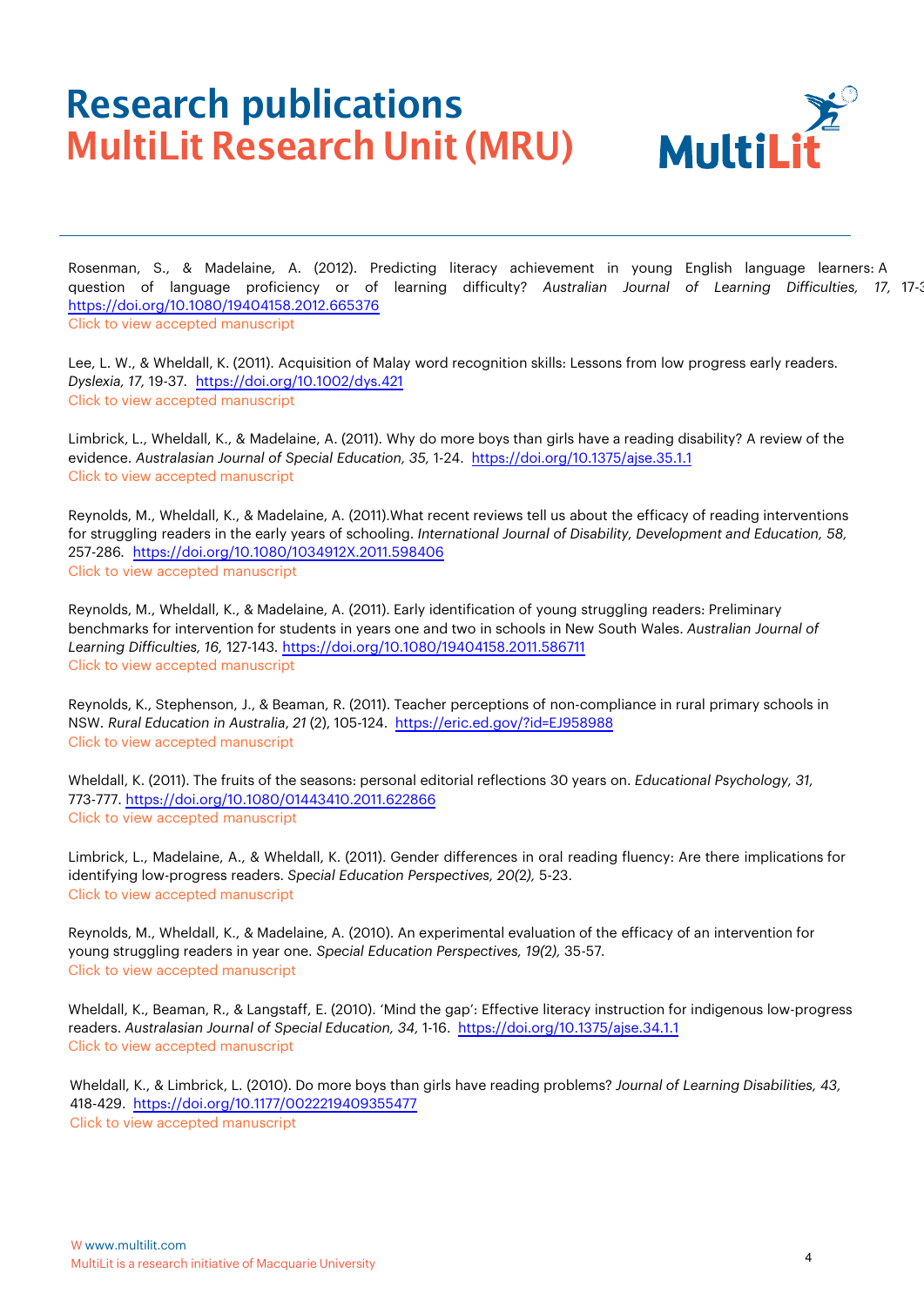# Research publications
## MultiLit Research Unit (MRU)

Rosenman, S., & Madelaine, A. (2012). Predicting literacy achievement in young English language learners: A question of language proficiency or of learning difficulty? *Australian Journal of Learning Difficulties, 17,* 17-3
https://doi.org/10.1080/19404158.2012.665376
Click to view accepted manuscript

Lee, L. W., & Wheldall, K. (2011). Acquisition of Malay word recognition skills: Lessons from low progress early readers. *Dyslexia, 17,* 19-37. https://doi.org/10.1002/dys.421
Click to view accepted manuscript

Limbrick, L., Wheldall, K., & Madelaine, A. (2011). Why do more boys than girls have a reading disability? A review of the evidence. *Australasian Journal of Special Education, 35,* 1-24. https://doi.org/10.1375/ajse.35.1.1
Click to view accepted manuscript

Reynolds, M., Wheldall, K., & Madelaine, A. (2011).What recent reviews tell us about the efficacy of reading interventions for struggling readers in the early years of schooling. *International Journal of Disability, Development and Education, 58,* 257-286. https://doi.org/10.1080/1034912X.2011.598406
Click to view accepted manuscript

Reynolds, M., Wheldall, K., & Madelaine, A. (2011). Early identification of young struggling readers: Preliminary benchmarks for intervention for students in years one and two in schools in New South Wales. *Australian Journal of Learning Difficulties, 16,* 127-143. https://doi.org/10.1080/19404158.2011.586711
Click to view accepted manuscript

Reynolds, K., Stephenson, J., & Beaman, R. (2011). Teacher perceptions of non-compliance in rural primary schools in NSW. *Rural Education in Australia*, *21* (2), 105-124. https://eric.ed.gov/?id=EJ958988
Click to view accepted manuscript

Wheldall, K. (2011). The fruits of the seasons: personal editorial reflections 30 years on. *Educational Psychology, 31,* 773-777. https://doi.org/10.1080/01443410.2011.622866
Click to view accepted manuscript

Limbrick, L., Madelaine, A., & Wheldall, K. (2011). Gender differences in oral reading fluency: Are there implications for identifying low-progress readers. *Special Education Perspectives, 20(2),* 5-23.
Click to view accepted manuscript

Reynolds, M., Wheldall, K., & Madelaine, A. (2010). An experimental evaluation of the efficacy of an intervention for young struggling readers in year one. *Special Education Perspectives, 19(2),* 35-57.
Click to view accepted manuscript

Wheldall, K., Beaman, R., & Langstaff, E. (2010). 'Mind the gap': Effective literacy instruction for indigenous low-progress readers. *Australasian Journal of Special Education, 34,* 1-16. https://doi.org/10.1375/ajse.34.1.1
Click to view accepted manuscript

Wheldall, K., & Limbrick, L. (2010). Do more boys than girls have reading problems? *Journal of Learning Disabilities, 43,* 418-429. https://doi.org/10.1177/0022219409355477
Click to view accepted manuscript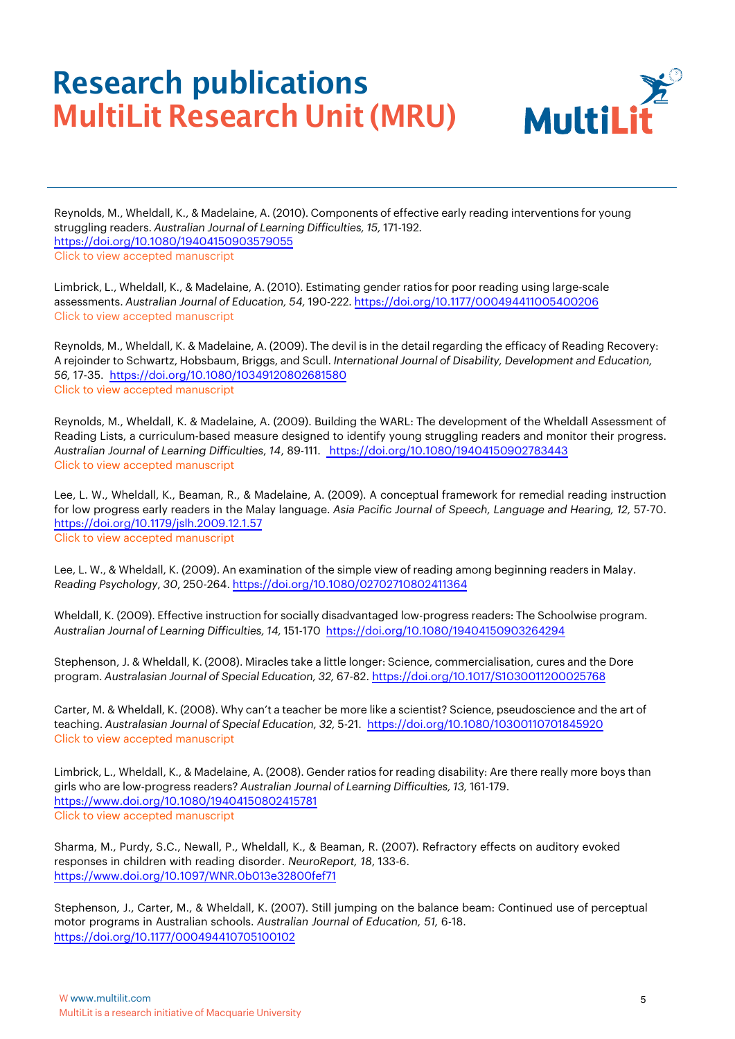# Research publications
## MultiLit Research Unit (MRU)

Reynolds, M., Wheldall, K., & Madelaine, A. (2010). Components of effective early reading interventions for young struggling readers. *Australian Journal of Learning Difficulties, 15,* 171-192. https://doi.org/10.1080/19404150903579055
Click to view accepted manuscript

Limbrick, L., Wheldall, K., & Madelaine, A. (2010). Estimating gender ratios for poor reading using large-scale assessments. *Australian Journal of Education, 54,* 190-222. https://doi.org/10.1177/000494411005400206
Click to view accepted manuscript

Reynolds, M., Wheldall, K. & Madelaine, A. (2009). The devil is in the detail regarding the efficacy of Reading Recovery: A rejoinder to Schwartz, Hobsbaum, Briggs, and Scull. *International Journal of Disability, Development and Education, 56,* 17-35. https://doi.org/10.1080/10349120802681580
Click to view accepted manuscript

Reynolds, M., Wheldall, K. & Madelaine, A. (2009). Building the WARL: The development of the Wheldall Assessment of Reading Lists, a curriculum-based measure designed to identify young struggling readers and monitor their progress. *Australian Journal of Learning Difficulties*, *14*, 89-111. https://doi.org/10.1080/19404150902783443
Click to view accepted manuscript

Lee, L. W., Wheldall, K., Beaman, R., & Madelaine, A. (2009). A conceptual framework for remedial reading instruction for low progress early readers in the Malay language. *Asia Pacific Journal of Speech, Language and Hearing, 12,* 57-70. https://doi.org/10.1179/jslh.2009.12.1.57
Click to view accepted manuscript

Lee, L. W., & Wheldall, K. (2009). An examination of the simple view of reading among beginning readers in Malay. *Reading Psychology*, *30*, 250-264. https://doi.org/10.1080/02702710802411364

Wheldall, K. (2009). Effective instruction for socially disadvantaged low-progress readers: The Schoolwise program. *Australian Journal of Learning Difficulties, 14,* 151-170 https://doi.org/10.1080/19404150903264294

Stephenson, J. & Wheldall, K. (2008). Miracles take a little longer: Science, commercialisation, cures and the Dore program. *Australasian Journal of Special Education, 32,* 67-82. https://doi.org/10.1017/S1030011200025768

Carter, M. & Wheldall, K. (2008). Why can't a teacher be more like a scientist? Science, pseudoscience and the art of teaching. *Australasian Journal of Special Education, 32,* 5-21. https://doi.org/10.1080/10300110701845920
Click to view accepted manuscript

Limbrick, L., Wheldall, K., & Madelaine, A. (2008). Gender ratios for reading disability: Are there really more boys than girls who are low-progress readers? *Australian Journal of Learning Difficulties, 13,* 161-179. https://www.doi.org/10.1080/19404150802415781
Click to view accepted manuscript

Sharma, M., Purdy, S.C., Newall, P., Wheldall, K., & Beaman, R. (2007). Refractory effects on auditory evoked responses in children with reading disorder. *NeuroReport, 18*, 133-6. https://www.doi.org/10.1097/WNR.0b013e32800fef71

Stephenson, J., Carter, M., & Wheldall, K. (2007). Still jumping on the balance beam: Continued use of perceptual motor programs in Australian schools. *Australian Journal of Education, 51,* 6-18. https://doi.org/10.1177/000494410705100102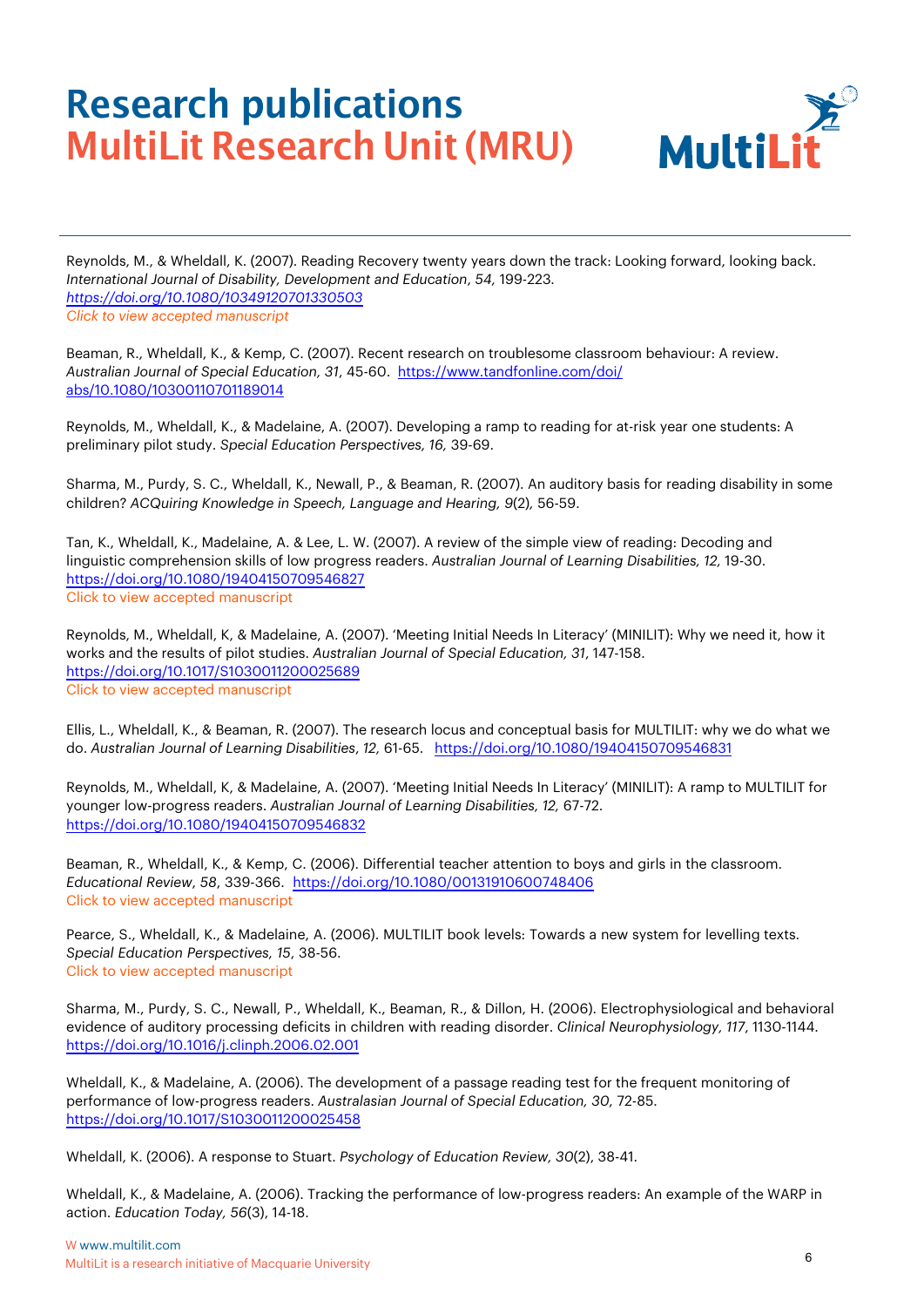# Research publications
# MultiLit Research Unit (MRU)

Reynolds, M., & Wheldall, K. (2007). Reading Recovery twenty years down the track: Looking forward, looking back. *International Journal of Disability, Development and Education*, *54*, 199-223.
*https://doi.org/10.1080/10349120701330503*
*Click to view accepted manuscript*

Beaman, R., Wheldall, K., & Kemp, C. (2007). Recent research on troublesome classroom behaviour: A review. *Australian Journal of Special Education, 31*, 45-60. https://www.tandfonline.com/doi/abs/10.1080/10300110701189014

Reynolds, M., Wheldall, K., & Madelaine, A. (2007). Developing a ramp to reading for at-risk year one students: A preliminary pilot study. *Special Education Perspectives, 16,* 39-69.

Sharma, M., Purdy, S. C., Wheldall, K., Newall, P., & Beaman, R. (2007). An auditory basis for reading disability in some children? *ACQuiring Knowledge in Speech, Language and Hearing, 9*(2)*,* 56-59.

Tan, K., Wheldall, K., Madelaine, A. & Lee, L. W. (2007). A review of the simple view of reading: Decoding and linguistic comprehension skills of low progress readers. *Australian Journal of Learning Disabilities, 12,* 19-30.
https://doi.org/10.1080/19404150709546827
Click to view accepted manuscript

Reynolds, M., Wheldall, K, & Madelaine, A. (2007). 'Meeting Initial Needs In Literacy' (MINILIT): Why we need it, how it works and the results of pilot studies. *Australian Journal of Special Education, 31*, 147-158.
https://doi.org/10.1017/S1030011200025689
Click to view accepted manuscript

Ellis, L., Wheldall, K., & Beaman, R. (2007). The research locus and conceptual basis for MULTILIT: why we do what we do. *Australian Journal of Learning Disabilities*, *12,* 61-65. https://doi.org/10.1080/19404150709546831

Reynolds, M., Wheldall, K, & Madelaine, A. (2007). 'Meeting Initial Needs In Literacy' (MINILIT): A ramp to MULTILIT for younger low-progress readers. *Australian Journal of Learning Disabilities, 12,* 67-72.
https://doi.org/10.1080/19404150709546832

Beaman, R., Wheldall, K., & Kemp, C. (2006). Differential teacher attention to boys and girls in the classroom. *Educational Review*, *58*, 339-366. https://doi.org/10.1080/00131910600748406
Click to view accepted manuscript

Pearce, S., Wheldall, K., & Madelaine, A. (2006). MULTILIT book levels: Towards a new system for levelling texts. *Special Education Perspectives, 15*, 38-56.
Click to view accepted manuscript

Sharma, M., Purdy, S. C., Newall, P., Wheldall, K., Beaman, R., & Dillon, H. (2006). Electrophysiological and behavioral evidence of auditory processing deficits in children with reading disorder. *Clinical Neurophysiology, 117*, 1130-1144.
https://doi.org/10.1016/j.clinph.2006.02.001

Wheldall, K., & Madelaine, A. (2006). The development of a passage reading test for the frequent monitoring of performance of low-progress readers. *Australasian Journal of Special Education, 30,* 72-85.
https://doi.org/10.1017/S1030011200025458

Wheldall, K. (2006). A response to Stuart. *Psychology of Education Review, 30*(2), 38-41.

Wheldall, K., & Madelaine, A. (2006). Tracking the performance of low-progress readers: An example of the WARP in action. *Education Today, 56*(3), 14-18.